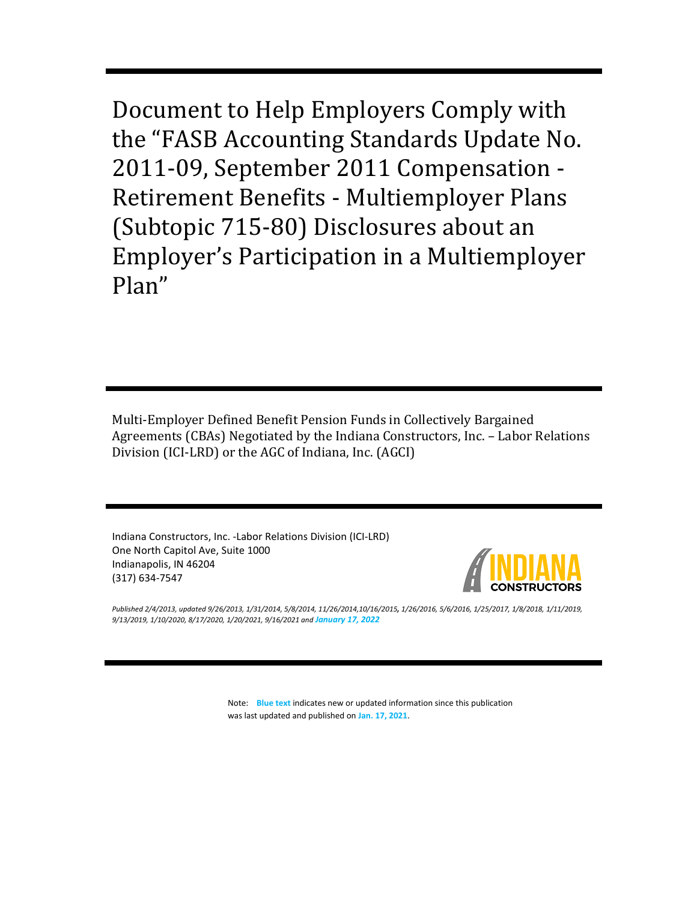# Document to Help Employers Comply with the "FASB Accounting Standards Update No. 2011-09, September 2011 Compensation - Retirement Benefits - Multiemployer Plans (Subtopic 715-80) Disclosures about an Employer's Participation in a Multiemployer Plan"

Multi-Employer Defined Benefit Pension Funds in Collectively Bargained Agreements (CBAs) Negotiated by the Indiana Constructors, Inc. – Labor Relations Division (ICI-LRD) or the AGC of Indiana, Inc. (AGCI)

Indiana Constructors, Inc. -Labor Relations Division (ICI-LRD)
One North Capitol Ave, Suite 1000
Indianapolis, IN 46204
(317) 634-7547

INDIANA CONSTRUCTORS

*Published 2/4/2013, updated 9/26/2013, 1/31/2014, 5/8/2014, 11/26/2014,10/16/2015, 1/26/2016, 5/6/2016, 1/25/2017, 1/8/2018, 1/11/2019, 9/13/2019, 1/10/2020, 8/17/2020, 1/20/2021, 9/16/2021 and* ***January 17, 2022***

Note: **Blue text** indicates new or updated information since this publication was last updated and published on **Jan. 17, 2021**.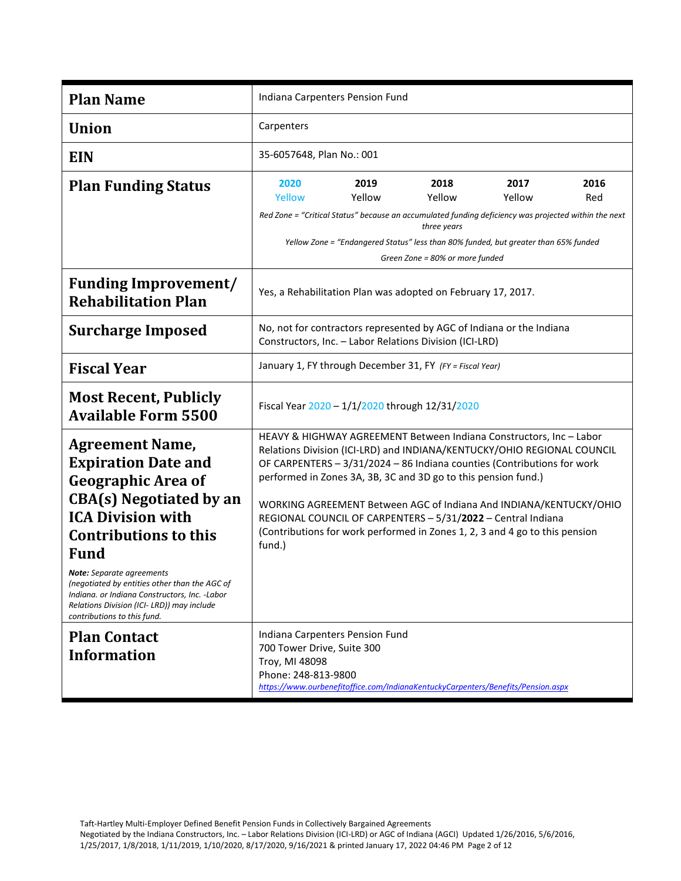| **Plan Name** | Indiana Carpenters Pension Fund |
|---|---|
| **Union** | Carpenters |
| **EIN** | 35-6057648, Plan No.: 001 |
| **Plan Funding Status** | **2020** Yellow; **2019** Yellow; **2018** Yellow; **2017** Yellow; **2016** Red<br>*Red Zone = "Critical Status" because an accumulated funding deficiency was projected within the next three years*<br>*Yellow Zone = "Endangered Status" less than 80% funded, but greater than 65% funded*<br>*Green Zone = 80% or more funded* |
| **Funding Improvement/ Rehabilitation Plan** | Yes, a Rehabilitation Plan was adopted on February 17, 2017. |
| **Surcharge Imposed** | No, not for contractors represented by AGC of Indiana or the Indiana Constructors, Inc. – Labor Relations Division (ICI-LRD) |
| **Fiscal Year** | January 1, FY through December 31, FY *(FY = Fiscal Year)* |
| **Most Recent, Publicly Available Form 5500** | Fiscal Year 2020 – 1/1/2020 through 12/31/2020 |
| **Agreement Name, Expiration Date and Geographic Area of CBA(s) Negotiated by an ICA Division with Contributions to this Fund**<br>***Note:*** *Separate agreements (negotiated by entities other than the AGC of Indiana. or Indiana Constructors, Inc. -Labor Relations Division (ICI- LRD)) may include contributions to this fund.* | HEAVY & HIGHWAY AGREEMENT Between Indiana Constructors, Inc – Labor Relations Division (ICI-LRD) and INDIANA/KENTUCKY/OHIO REGIONAL COUNCIL OF CARPENTERS – 3/31/2024 – 86 Indiana counties (Contributions for work performed in Zones 3A, 3B, 3C and 3D go to this pension fund.)<br><br>WORKING AGREEMENT Between AGC of Indiana And INDIANA/KENTUCKY/OHIO REGIONAL COUNCIL OF CARPENTERS – 5/31/**2022** – Central Indiana (Contributions for work performed in Zones 1, 2, 3 and 4 go to this pension fund.) |
| **Plan Contact Information** | Indiana Carpenters Pension Fund<br>700 Tower Drive, Suite 300<br>Troy, MI 48098<br>Phone: 248-813-9800<br>*https://www.ourbenefitoffice.com/IndianaKentuckyCarpenters/Benefits/Pension.aspx* |

Taft-Hartley Multi-Employer Defined Benefit Pension Funds in Collectively Bargained Agreements
Negotiated by the Indiana Constructors, Inc. – Labor Relations Division (ICI-LRD) or AGC of Indiana (AGCI) Updated 1/26/2016, 5/6/2016, 1/25/2017, 1/8/2018, 1/11/2019, 1/10/2020, 8/17/2020, 9/16/2021 & printed January 17, 2022 04:46 PM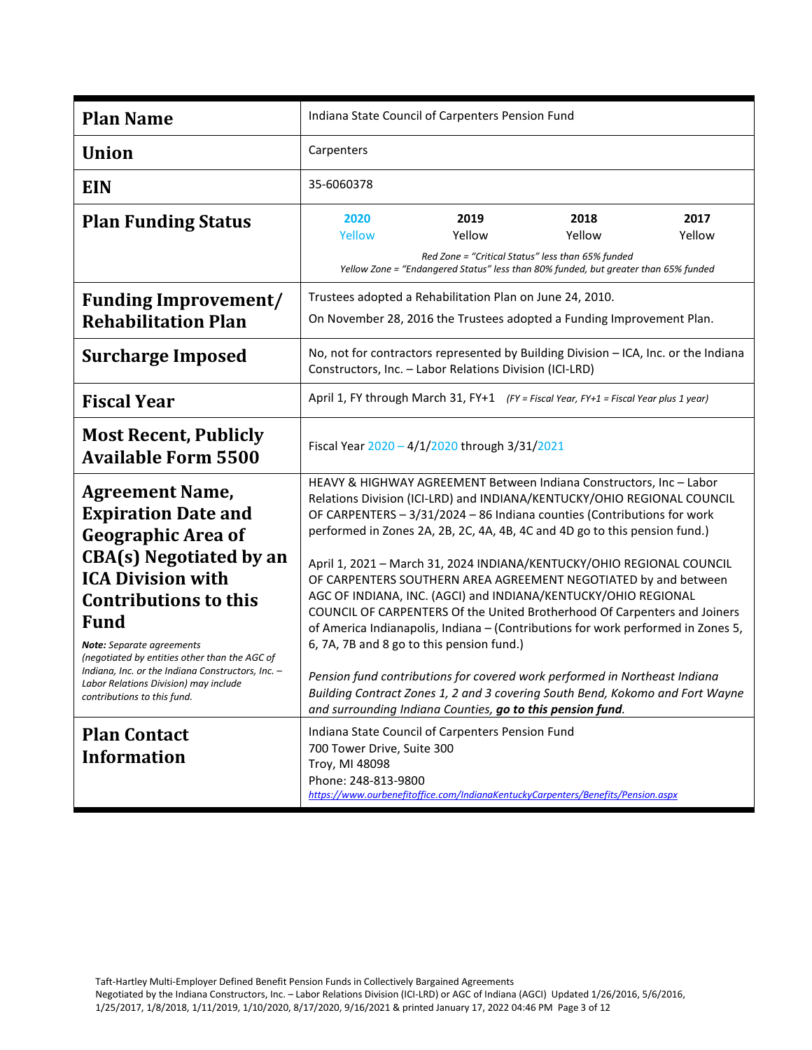| | |
|---|---|
| **Plan Name** | Indiana State Council of Carpenters Pension Fund |
| **Union** | Carpenters |
| **EIN** | 35-6060378 |
| **Plan Funding Status** | **2020** Yellow / **2019** Yellow / **2018** Yellow / **2017** Yellow<br>*Red Zone = "Critical Status" less than 65% funded*<br>*Yellow Zone = "Endangered Status" less than 80% funded, but greater than 65% funded* |
| **Funding Improvement/ Rehabilitation Plan** | Trustees adopted a Rehabilitation Plan on June 24, 2010.<br>On November 28, 2016 the Trustees adopted a Funding Improvement Plan. |
| **Surcharge Imposed** | No, not for contractors represented by Building Division – ICA, Inc. or the Indiana Constructors, Inc. – Labor Relations Division (ICI-LRD) |
| **Fiscal Year** | April 1, FY through March 31, FY+1 *(FY = Fiscal Year, FY+1 = Fiscal Year plus 1 year)* |
| **Most Recent, Publicly Available Form 5500** | Fiscal Year 2020 – 4/1/2020 through 3/31/2021 |
| **Agreement Name, Expiration Date and Geographic Area of CBA(s) Negotiated by an ICA Division with Contributions to this Fund**<br>***Note:*** *Separate agreements (negotiated by entities other than the AGC of Indiana, Inc. or the Indiana Constructors, Inc. – Labor Relations Division) may include contributions to this fund.* | HEAVY & HIGHWAY AGREEMENT Between Indiana Constructors, Inc – Labor Relations Division (ICI-LRD) and INDIANA/KENTUCKY/OHIO REGIONAL COUNCIL OF CARPENTERS – 3/31/2024 – 86 Indiana counties (Contributions for work performed in Zones 2A, 2B, 2C, 4A, 4B, 4C and 4D go to this pension fund.)<br><br>April 1, 2021 – March 31, 2024 INDIANA/KENTUCKY/OHIO REGIONAL COUNCIL OF CARPENTERS SOUTHERN AREA AGREEMENT NEGOTIATED by and between AGC OF INDIANA, INC. (AGCI) and INDIANA/KENTUCKY/OHIO REGIONAL COUNCIL OF CARPENTERS Of the United Brotherhood Of Carpenters and Joiners of America Indianapolis, Indiana – (Contributions for work performed in Zones 5, 6, 7A, 7B and 8 go to this pension fund.)<br><br>*Pension fund contributions for covered work performed in Northeast Indiana Building Contract Zones 1, 2 and 3 covering South Bend, Kokomo and Fort Wayne and surrounding Indiana Counties, **go to this pension fund**.* |
| **Plan Contact Information** | Indiana State Council of Carpenters Pension Fund<br>700 Tower Drive, Suite 300<br>Troy, MI 48098<br>Phone: 248-813-9800<br>https://www.ourbenefitoffice.com/IndianaKentuckyCarpenters/Benefits/Pension.aspx |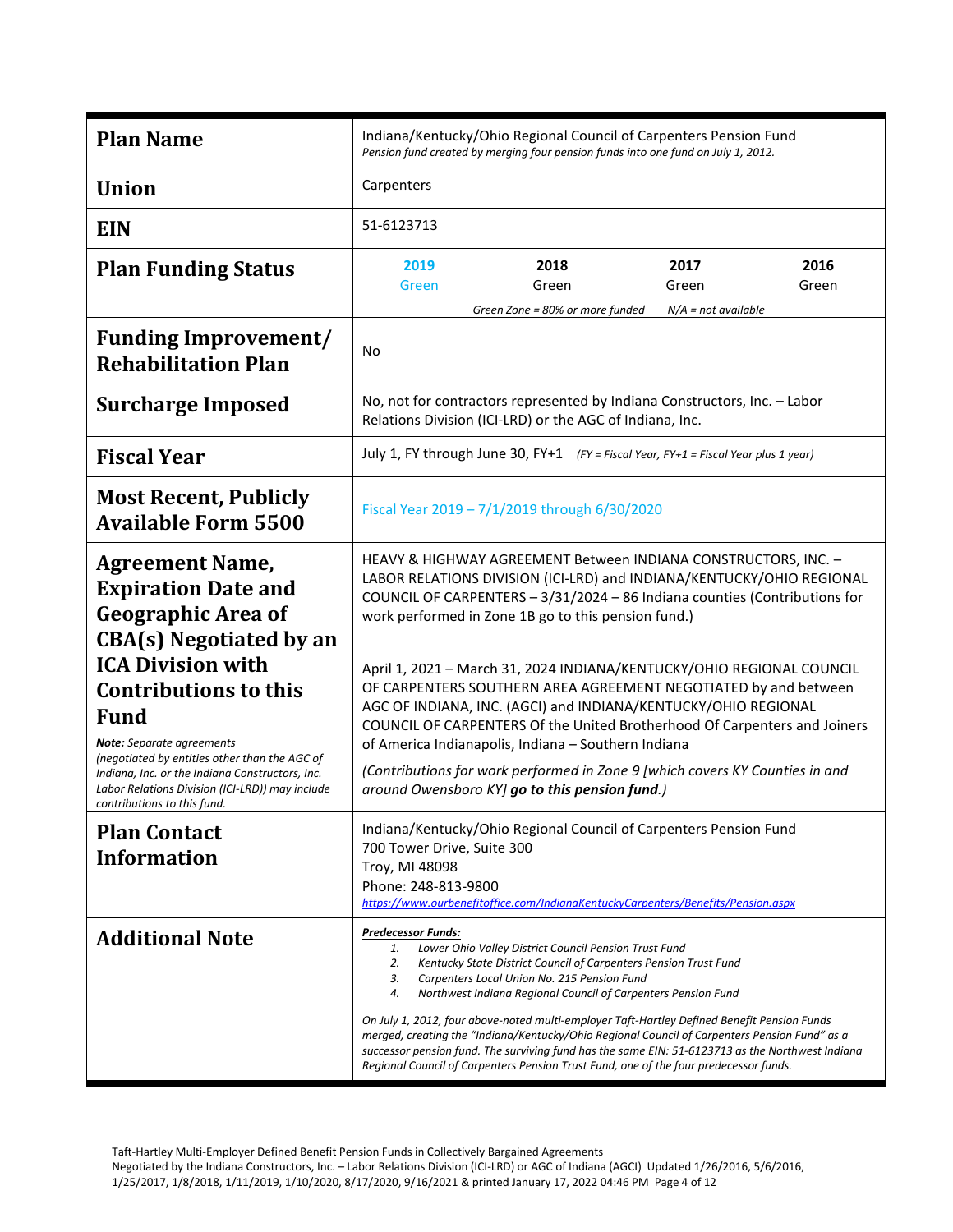| **Plan Name** | Indiana/Kentucky/Ohio Regional Council of Carpenters Pension Fund<br>*Pension fund created by merging four pension funds into one fund on July 1, 2012.* |
|---|---|
| **Union** | Carpenters |
| **EIN** | 51-6123713 |
| **Plan Funding Status** | **2019** Green — **2018** Green — **2017** Green — **2016** Green<br>*Green Zone = 80% or more funded  N/A = not available* |
| **Funding Improvement/ Rehabilitation Plan** | No |
| **Surcharge Imposed** | No, not for contractors represented by Indiana Constructors, Inc. – Labor Relations Division (ICI-LRD) or the AGC of Indiana, Inc. |
| **Fiscal Year** | July 1, FY through June 30, FY+1  *(FY = Fiscal Year, FY+1 = Fiscal Year plus 1 year)* |
| **Most Recent, Publicly Available Form 5500** | Fiscal Year 2019 – 7/1/2019 through 6/30/2020 |
| **Agreement Name, Expiration Date and Geographic Area of CBA(s) Negotiated by an ICA Division with Contributions to this Fund**<br>***Note:** Separate agreements (negotiated by entities other than the AGC of Indiana, Inc. or the Indiana Constructors, Inc. Labor Relations Division (ICI-LRD)) may include contributions to this fund.* | HEAVY & HIGHWAY AGREEMENT Between INDIANA CONSTRUCTORS, INC. – LABOR RELATIONS DIVISION (ICI-LRD) and INDIANA/KENTUCKY/OHIO REGIONAL COUNCIL OF CARPENTERS – 3/31/2024 – 86 Indiana counties (Contributions for work performed in Zone 1B go to this pension fund.)<br><br>April 1, 2021 – March 31, 2024 INDIANA/KENTUCKY/OHIO REGIONAL COUNCIL OF CARPENTERS SOUTHERN AREA AGREEMENT NEGOTIATED by and between AGC OF INDIANA, INC. (AGCI) and INDIANA/KENTUCKY/OHIO REGIONAL COUNCIL OF CARPENTERS Of the United Brotherhood Of Carpenters and Joiners of America Indianapolis, Indiana – Southern Indiana<br><br>*(Contributions for work performed in Zone 9 [which covers KY Counties in and around Owensboro KY] **go to this pension fund**.)* |
| **Plan Contact Information** | Indiana/Kentucky/Ohio Regional Council of Carpenters Pension Fund<br>700 Tower Drive, Suite 300<br>Troy, MI 48098<br>Phone: 248-813-9800<br>*https://www.ourbenefitoffice.com/IndianaKentuckyCarpenters/Benefits/Pension.aspx* |
| **Additional Note** | ***Predecessor Funds:***<br>*1. Lower Ohio Valley District Council Pension Trust Fund*<br>*2. Kentucky State District Council of Carpenters Pension Trust Fund*<br>*3. Carpenters Local Union No. 215 Pension Fund*<br>*4. Northwest Indiana Regional Council of Carpenters Pension Fund*<br><br>*On July 1, 2012, four above-noted multi-employer Taft-Hartley Defined Benefit Pension Funds merged, creating the "Indiana/Kentucky/Ohio Regional Council of Carpenters Pension Fund" as a successor pension fund. The surviving fund has the same EIN: 51-6123713 as the Northwest Indiana Regional Council of Carpenters Pension Trust Fund, one of the four predecessor funds.* |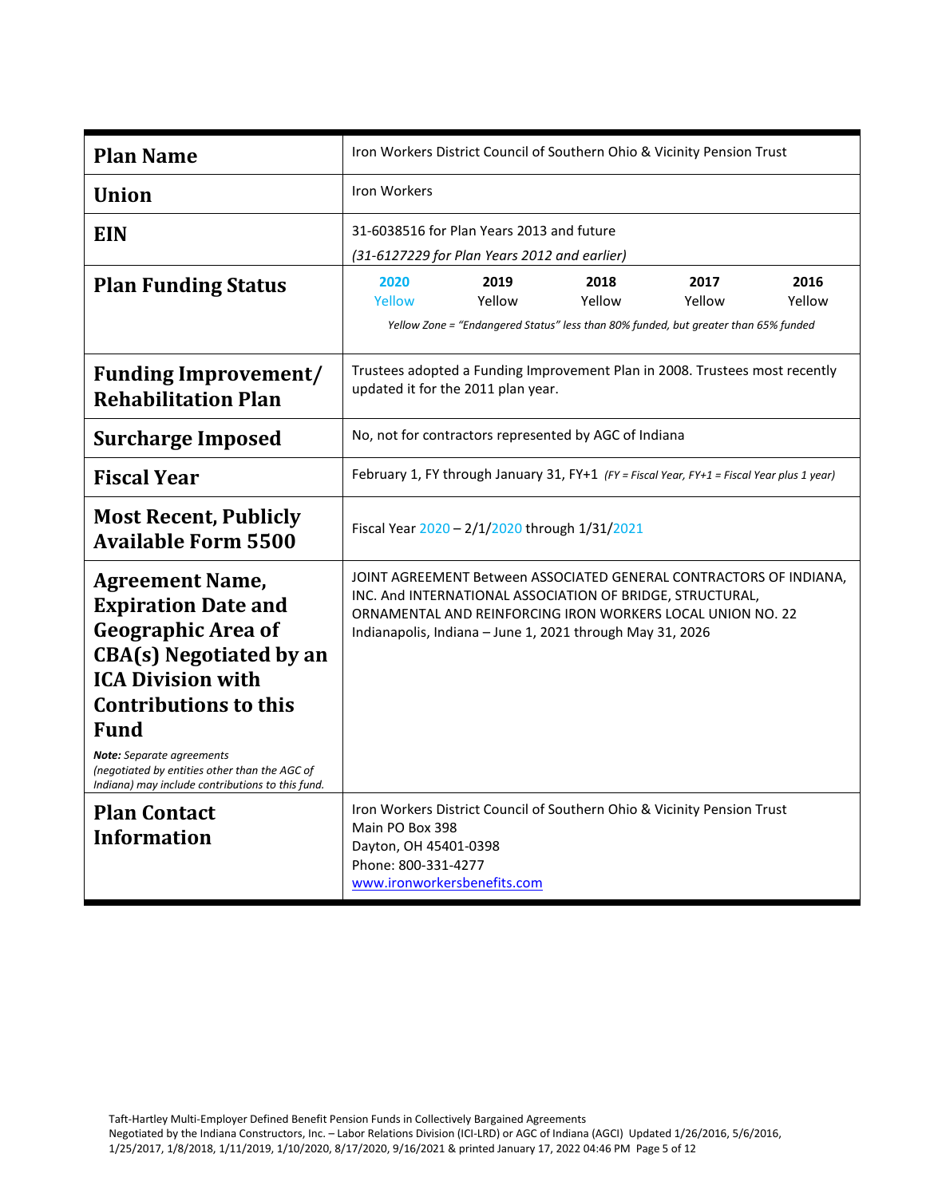| Plan Name | Iron Workers District Council of Southern Ohio & Vicinity Pension Trust |
|---|---|
| **Union** | Iron Workers |
| **EIN** | 31-6038516 for Plan Years 2013 and future<br>*(31-6127229 for Plan Years 2012 and earlier)* |
| **Plan Funding Status** | **2020** Yellow &nbsp;&nbsp; **2019** Yellow &nbsp;&nbsp; **2018** Yellow &nbsp;&nbsp; **2017** Yellow &nbsp;&nbsp; **2016** Yellow<br>*Yellow Zone = "Endangered Status" less than 80% funded, but greater than 65% funded* |
| **Funding Improvement/ Rehabilitation Plan** | Trustees adopted a Funding Improvement Plan in 2008. Trustees most recently updated it for the 2011 plan year. |
| **Surcharge Imposed** | No, not for contractors represented by AGC of Indiana |
| **Fiscal Year** | February 1, FY through January 31, FY+1 *(FY = Fiscal Year, FY+1 = Fiscal Year plus 1 year)* |
| **Most Recent, Publicly Available Form 5500** | Fiscal Year 2020 – 2/1/2020 through 1/31/2021 |
| **Agreement Name, Expiration Date and Geographic Area of CBA(s) Negotiated by an ICA Division with Contributions to this Fund**<br>***Note:*** *Separate agreements (negotiated by entities other than the AGC of Indiana) may include contributions to this fund.* | JOINT AGREEMENT Between ASSOCIATED GENERAL CONTRACTORS OF INDIANA, INC. And INTERNATIONAL ASSOCIATION OF BRIDGE, STRUCTURAL, ORNAMENTAL AND REINFORCING IRON WORKERS LOCAL UNION NO. 22 Indianapolis, Indiana – June 1, 2021 through May 31, 2026 |
| **Plan Contact Information** | Iron Workers District Council of Southern Ohio & Vicinity Pension Trust<br>Main PO Box 398<br>Dayton, OH 45401-0398<br>Phone: 800-331-4277<br>www.ironworkersbenefits.com |

Taft-Hartley Multi-Employer Defined Benefit Pension Funds in Collectively Bargained Agreements
Negotiated by the Indiana Constructors, Inc. – Labor Relations Division (ICI-LRD) or AGC of Indiana (AGCI) Updated 1/26/2016, 5/6/2016, 1/25/2017, 1/8/2018, 1/11/2019, 1/10/2020, 8/17/2020, 9/16/2021 & printed January 17, 2022 04:46 PM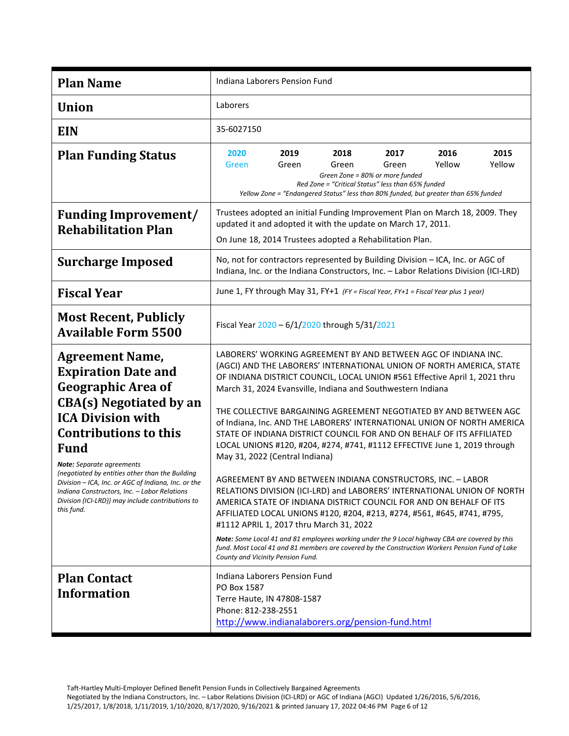| | |
|---|---|
| **Plan Name** | Indiana Laborers Pension Fund |
| **Union** | Laborers |
| **EIN** | 35-6027150 |
| **Plan Funding Status** | **2020** Green · **2019** Green · **2018** Green · **2017** Green · **2016** Yellow · **2015** Yellow<br>*Green Zone = 80% or more funded*<br>*Red Zone = "Critical Status" less than 65% funded*<br>*Yellow Zone = "Endangered Status" less than 80% funded, but greater than 65% funded* |
| **Funding Improvement/ Rehabilitation Plan** | Trustees adopted an initial Funding Improvement Plan on March 18, 2009. They updated it and adopted it with the update on March 17, 2011.<br>On June 18, 2014 Trustees adopted a Rehabilitation Plan. |
| **Surcharge Imposed** | No, not for contractors represented by Building Division – ICA, Inc. or AGC of Indiana, Inc. or the Indiana Constructors, Inc. – Labor Relations Division (ICI-LRD) |
| **Fiscal Year** | June 1, FY through May 31, FY+1 *(FY = Fiscal Year, FY+1 = Fiscal Year plus 1 year)* |
| **Most Recent, Publicly Available Form 5500** | Fiscal Year 2020 – 6/1/2020 through 5/31/2021 |
| **Agreement Name, Expiration Date and Geographic Area of CBA(s) Negotiated by an ICA Division with Contributions to this Fund**<br>***Note:*** *Separate agreements (negotiated by entities other than the Building Division – ICA, Inc. or AGC of Indiana, Inc. or the Indiana Constructors, Inc. – Labor Relations Division (ICI-LRD)) may include contributions to this fund.* | LABORERS' WORKING AGREEMENT BY AND BETWEEN AGC OF INDIANA INC. (AGCI) AND THE LABORERS' INTERNATIONAL UNION OF NORTH AMERICA, STATE OF INDIANA DISTRICT COUNCIL, LOCAL UNION #561 Effective April 1, 2021 thru March 31, 2024 Evansville, Indiana and Southwestern Indiana<br><br>THE COLLECTIVE BARGAINING AGREEMENT NEGOTIATED BY AND BETWEEN AGC of Indiana, Inc. AND THE LABORERS' INTERNATIONAL UNION OF NORTH AMERICA STATE OF INDIANA DISTRICT COUNCIL FOR AND ON BEHALF OF ITS AFFILIATED LOCAL UNIONS #120, #204, #274, #741, #1112 EFFECTIVE June 1, 2019 through May 31, 2022 (Central Indiana)<br><br>AGREEMENT BY AND BETWEEN INDIANA CONSTRUCTORS, INC. – LABOR RELATIONS DIVISION (ICI-LRD) and LABORERS' INTERNATIONAL UNION OF NORTH AMERICA STATE OF INDIANA DISTRICT COUNCIL FOR AND ON BEHALF OF ITS AFFILIATED LOCAL UNIONS #120, #204, #213, #274, #561, #645, #741, #795, #1112 APRIL 1, 2017 thru March 31, 2022<br><br>***Note:*** *Some Local 41 and 81 employees working under the 9 Local highway CBA are covered by this fund. Most Local 41 and 81 members are covered by the Construction Workers Pension Fund of Lake County and Vicinity Pension Fund.* |
| **Plan Contact Information** | Indiana Laborers Pension Fund<br>PO Box 1587<br>Terre Haute, IN 47808-1587<br>Phone: 812-238-2551<br>http://www.indianalaborers.org/pension-fund.html |

Taft-Hartley Multi-Employer Defined Benefit Pension Funds in Collectively Bargained Agreements
Negotiated by the Indiana Constructors, Inc. – Labor Relations Division (ICI-LRD) or AGC of Indiana (AGCI) Updated 1/26/2016, 5/6/2016, 1/25/2017, 1/8/2018, 1/11/2019, 1/10/2020, 8/17/2020, 9/16/2021 & printed January 17, 2022 04:46 PM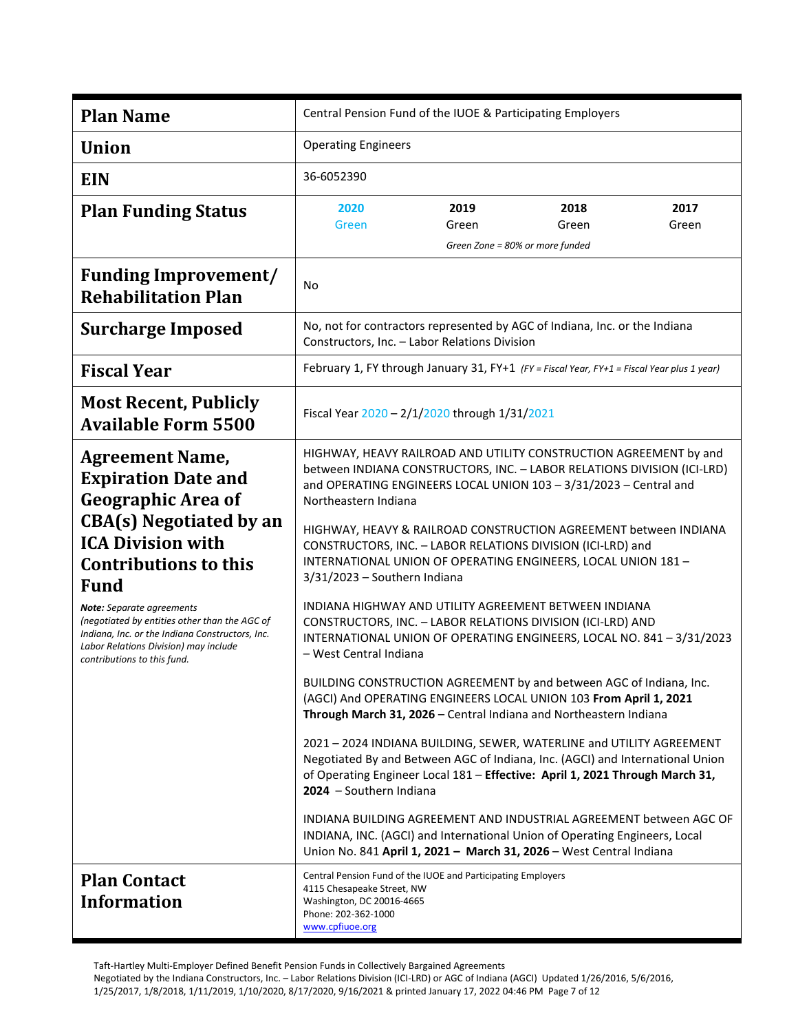| | |
|---|---|
| **Plan Name** | Central Pension Fund of the IUOE & Participating Employers |
| **Union** | Operating Engineers |
| **EIN** | 36-6052390 |
| **Plan Funding Status** | **2020** Green; **2019** Green; **2018** Green; **2017** Green<br>*Green Zone = 80% or more funded* |
| **Funding Improvement/ Rehabilitation Plan** | No |
| **Surcharge Imposed** | No, not for contractors represented by AGC of Indiana, Inc. or the Indiana Constructors, Inc. – Labor Relations Division |
| **Fiscal Year** | February 1, FY through January 31, FY+1 *(FY = Fiscal Year, FY+1 = Fiscal Year plus 1 year)* |
| **Most Recent, Publicly Available Form 5500** | Fiscal Year 2020 – 2/1/2020 through 1/31/2021 |
| **Agreement Name, Expiration Date and Geographic Area of CBA(s) Negotiated by an ICA Division with Contributions to this Fund**<br><br>***Note:*** *Separate agreements (negotiated by entities other than the AGC of Indiana, Inc. or the Indiana Constructors, Inc. Labor Relations Division) may include contributions to this fund.* | HIGHWAY, HEAVY RAILROAD AND UTILITY CONSTRUCTION AGREEMENT by and between INDIANA CONSTRUCTORS, INC. – LABOR RELATIONS DIVISION (ICI-LRD) and OPERATING ENGINEERS LOCAL UNION 103 – 3/31/2023 – Central and Northeastern Indiana<br><br>HIGHWAY, HEAVY & RAILROAD CONSTRUCTION AGREEMENT between INDIANA CONSTRUCTORS, INC. – LABOR RELATIONS DIVISION (ICI-LRD) and INTERNATIONAL UNION OF OPERATING ENGINEERS, LOCAL UNION 181 – 3/31/2023 – Southern Indiana<br><br>INDIANA HIGHWAY AND UTILITY AGREEMENT BETWEEN INDIANA CONSTRUCTORS, INC. – LABOR RELATIONS DIVISION (ICI-LRD) AND INTERNATIONAL UNION OF OPERATING ENGINEERS, LOCAL NO. 841 – 3/31/2023 – West Central Indiana<br><br>BUILDING CONSTRUCTION AGREEMENT by and between AGC of Indiana, Inc. (AGCI) And OPERATING ENGINEERS LOCAL UNION 103 **From April 1, 2021 Through March 31, 2026** – Central Indiana and Northeastern Indiana<br><br>2021 – 2024 INDIANA BUILDING, SEWER, WATERLINE and UTILITY AGREEMENT Negotiated By and Between AGC of Indiana, Inc. (AGCI) and International Union of Operating Engineer Local 181 – **Effective: April 1, 2021 Through March 31, 2024** – Southern Indiana<br><br>INDIANA BUILDING AGREEMENT AND INDUSTRIAL AGREEMENT between AGC OF INDIANA, INC. (AGCI) and International Union of Operating Engineers, Local Union No. 841 **April 1, 2021 – March 31, 2026** – West Central Indiana |
| **Plan Contact Information** | Central Pension Fund of the IUOE and Participating Employers<br>4115 Chesapeake Street, NW<br>Washington, DC 20016-4665<br>Phone: 202-362-1000<br>www.cpfiuoe.org |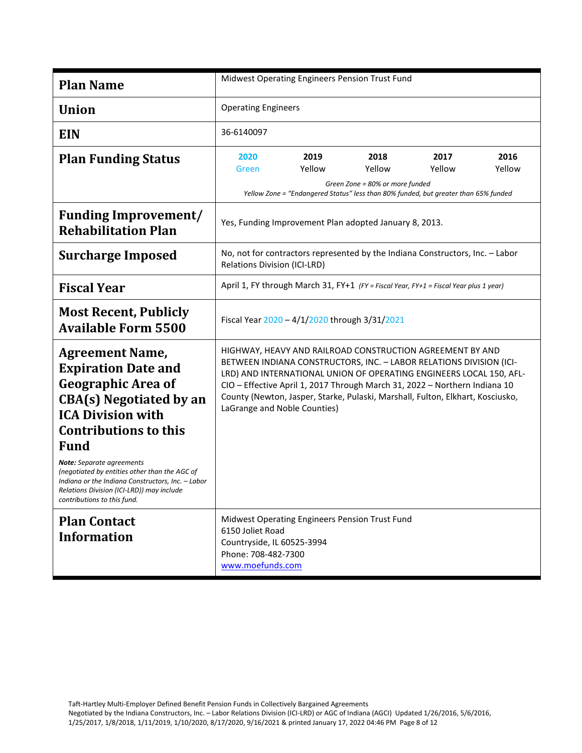| Field | Details |
|---|---|
| **Plan Name** | Midwest Operating Engineers Pension Trust Fund |
| **Union** | Operating Engineers |
| **EIN** | 36-6140097 |
| **Plan Funding Status** | **2020** Green; **2019** Yellow; **2018** Yellow; **2017** Yellow; **2016** Yellow<br>*Green Zone = 80% or more funded*<br>*Yellow Zone = "Endangered Status" less than 80% funded, but greater than 65% funded* |
| **Funding Improvement/ Rehabilitation Plan** | Yes, Funding Improvement Plan adopted January 8, 2013. |
| **Surcharge Imposed** | No, not for contractors represented by the Indiana Constructors, Inc. – Labor Relations Division (ICI-LRD) |
| **Fiscal Year** | April 1, FY through March 31, FY+1 *(FY = Fiscal Year, FY+1 = Fiscal Year plus 1 year)* |
| **Most Recent, Publicly Available Form 5500** | Fiscal Year 2020 – 4/1/2020 through 3/31/2021 |
| **Agreement Name, Expiration Date and Geographic Area of CBA(s) Negotiated by an ICA Division with Contributions to this Fund**<br>***Note:*** *Separate agreements (negotiated by entities other than the AGC of Indiana or the Indiana Constructors, Inc. – Labor Relations Division (ICI-LRD)) may include contributions to this fund.* | HIGHWAY, HEAVY AND RAILROAD CONSTRUCTION AGREEMENT BY AND BETWEEN INDIANA CONSTRUCTORS, INC. – LABOR RELATIONS DIVISION (ICI-LRD) AND INTERNATIONAL UNION OF OPERATING ENGINEERS LOCAL 150, AFL-CIO – Effective April 1, 2017 Through March 31, 2022 – Northern Indiana 10 County (Newton, Jasper, Starke, Pulaski, Marshall, Fulton, Elkhart, Kosciusko, LaGrange and Noble Counties) |
| **Plan Contact Information** | Midwest Operating Engineers Pension Trust Fund<br>6150 Joliet Road<br>Countryside, IL 60525-3994<br>Phone: 708-482-7300<br>www.moefunds.com |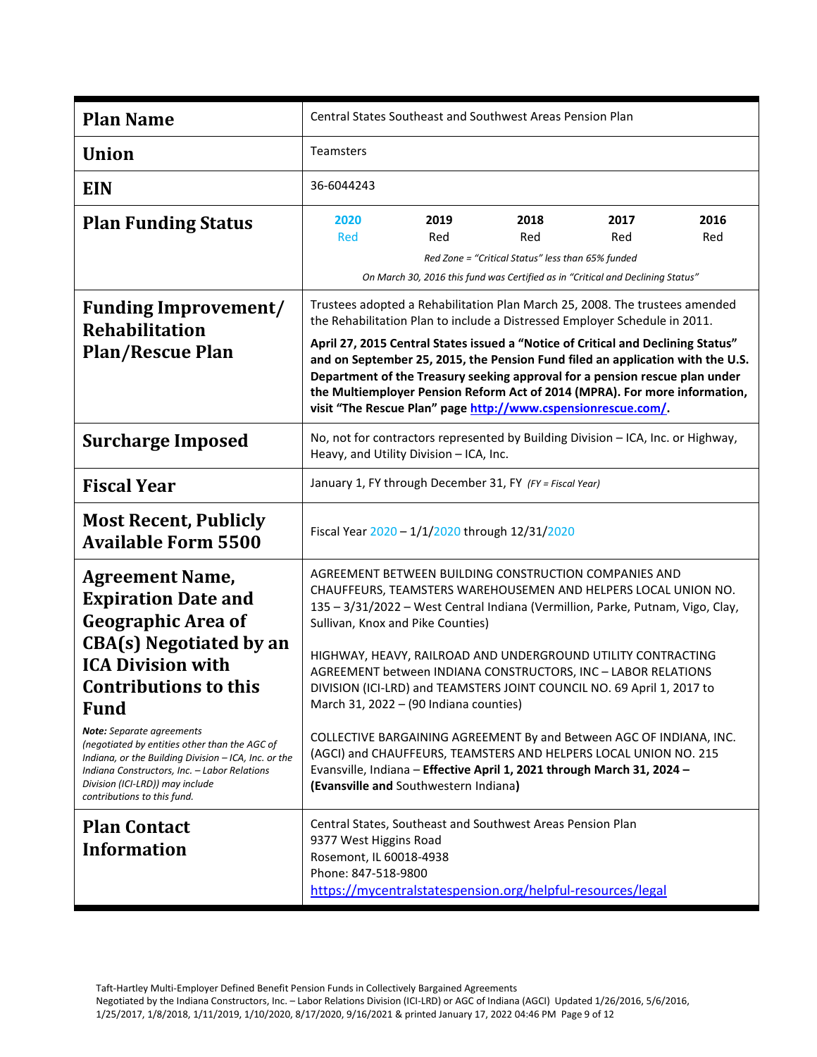| Plan Name | Central States Southeast and Southwest Areas Pension Plan |
|---|---|
| **Union** | Teamsters |
| **EIN** | 36-6044243 |
| **Plan Funding Status** | **2020** Red · **2019** Red · **2018** Red · **2017** Red · **2016** Red<br>*Red Zone = "Critical Status" less than 65% funded*<br>*On March 30, 2016 this fund was Certified as in "Critical and Declining Status"* |
| **Funding Improvement/ Rehabilitation Plan/Rescue Plan** | Trustees adopted a Rehabilitation Plan March 25, 2008. The trustees amended the Rehabilitation Plan to include a Distressed Employer Schedule in 2011.<br>**April 27, 2015 Central States issued a "Notice of Critical and Declining Status" and on September 25, 2015, the Pension Fund filed an application with the U.S. Department of the Treasury seeking approval for a pension rescue plan under the Multiemployer Pension Reform Act of 2014 (MPRA). For more information, visit "The Rescue Plan" page http://www.cspensionrescue.com/.** |
| **Surcharge Imposed** | No, not for contractors represented by Building Division – ICA, Inc. or Highway, Heavy, and Utility Division – ICA, Inc. |
| **Fiscal Year** | January 1, FY through December 31, FY *(FY = Fiscal Year)* |
| **Most Recent, Publicly Available Form 5500** | Fiscal Year 2020 – 1/1/2020 through 12/31/2020 |
| **Agreement Name, Expiration Date and Geographic Area of CBA(s) Negotiated by an ICA Division with Contributions to this Fund**<br>***Note:*** *Separate agreements (negotiated by entities other than the AGC of Indiana, or the Building Division – ICA, Inc. or the Indiana Constructors, Inc. – Labor Relations Division (ICI-LRD)) may include contributions to this fund.* | AGREEMENT BETWEEN BUILDING CONSTRUCTION COMPANIES AND CHAUFFEURS, TEAMSTERS WAREHOUSEMEN AND HELPERS LOCAL UNION NO. 135 – 3/31/2022 – West Central Indiana (Vermillion, Parke, Putnam, Vigo, Clay, Sullivan, Knox and Pike Counties)<br><br>HIGHWAY, HEAVY, RAILROAD AND UNDERGROUND UTILITY CONTRACTING AGREEMENT between INDIANA CONSTRUCTORS, INC – LABOR RELATIONS DIVISION (ICI-LRD) and TEAMSTERS JOINT COUNCIL NO. 69 April 1, 2017 to March 31, 2022 – (90 Indiana counties)<br><br>COLLECTIVE BARGAINING AGREEMENT By and Between AGC OF INDIANA, INC. (AGCI) and CHAUFFEURS, TEAMSTERS AND HELPERS LOCAL UNION NO. 215 Evansville, Indiana – **Effective April 1, 2021 through March 31, 2024 – (Evansville and** Southwestern Indiana**)** |
| **Plan Contact Information** | Central States, Southeast and Southwest Areas Pension Plan<br>9377 West Higgins Road<br>Rosemont, IL 60018-4938<br>Phone: 847-518-9800<br>https://mycentralstatespension.org/helpful-resources/legal |

Taft-Hartley Multi-Employer Defined Benefit Pension Funds in Collectively Bargained Agreements
Negotiated by the Indiana Constructors, Inc. – Labor Relations Division (ICI-LRD) or AGC of Indiana (AGCI) Updated 1/26/2016, 5/6/2016, 1/25/2017, 1/8/2018, 1/11/2019, 1/10/2020, 8/17/2020, 9/16/2021 & printed January 17, 2022 04:46 PM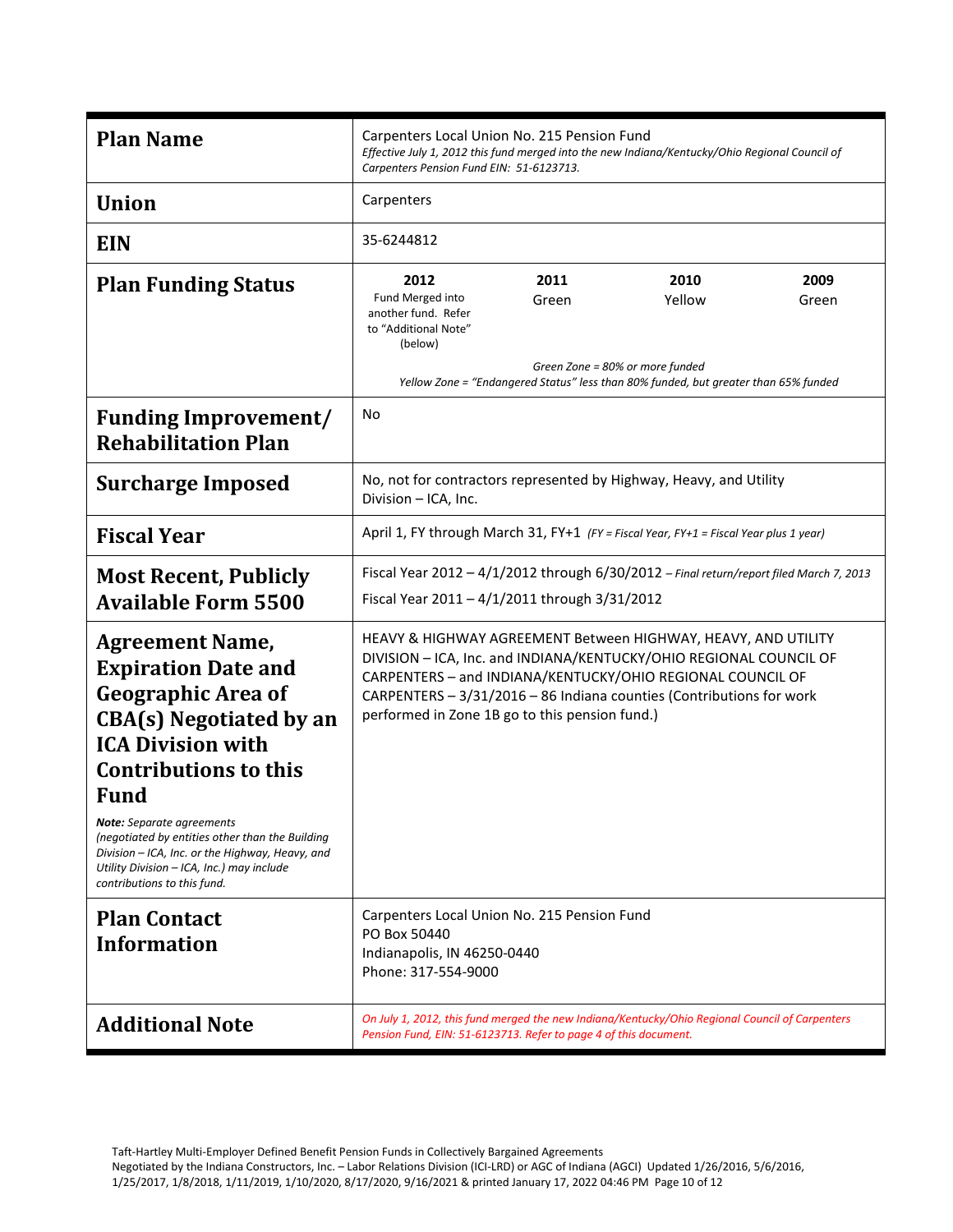| | |
|---|---|
| **Plan Name** | Carpenters Local Union No. 215 Pension Fund<br>*Effective July 1, 2012 this fund merged into the new Indiana/Kentucky/Ohio Regional Council of Carpenters Pension Fund EIN: 51-6123713.* |
| **Union** | Carpenters |
| **EIN** | 35-6244812 |
| **Plan Funding Status** | **2012** Fund Merged into another fund. Refer to "Additional Note" (below) ; **2011** Green ; **2010** Yellow ; **2009** Green<br>*Green Zone = 80% or more funded*<br>*Yellow Zone = "Endangered Status" less than 80% funded, but greater than 65% funded* |
| **Funding Improvement/ Rehabilitation Plan** | No |
| **Surcharge Imposed** | No, not for contractors represented by Highway, Heavy, and Utility Division – ICA, Inc. |
| **Fiscal Year** | April 1, FY through March 31, FY+1 *(FY = Fiscal Year, FY+1 = Fiscal Year plus 1 year)* |
| **Most Recent, Publicly Available Form 5500** | Fiscal Year 2012 – 4/1/2012 through 6/30/2012 *– Final return/report filed March 7, 2013*<br>Fiscal Year 2011 – 4/1/2011 through 3/31/2012 |
| **Agreement Name, Expiration Date and Geographic Area of CBA(s) Negotiated by an ICA Division with Contributions to this Fund**<br>***Note:** Separate agreements (negotiated by entities other than the Building Division – ICA, Inc. or the Highway, Heavy, and Utility Division – ICA, Inc.) may include contributions to this fund.* | HEAVY & HIGHWAY AGREEMENT Between HIGHWAY, HEAVY, AND UTILITY DIVISION – ICA, Inc. and INDIANA/KENTUCKY/OHIO REGIONAL COUNCIL OF CARPENTERS – and INDIANA/KENTUCKY/OHIO REGIONAL COUNCIL OF CARPENTERS – 3/31/2016 – 86 Indiana counties (Contributions for work performed in Zone 1B go to this pension fund.) |
| **Plan Contact Information** | Carpenters Local Union No. 215 Pension Fund<br>PO Box 50440<br>Indianapolis, IN 46250-0440<br>Phone: 317-554-9000 |
| **Additional Note** | *On July 1, 2012, this fund merged the new Indiana/Kentucky/Ohio Regional Council of Carpenters Pension Fund, EIN: 51-6123713. Refer to page 4 of this document.* |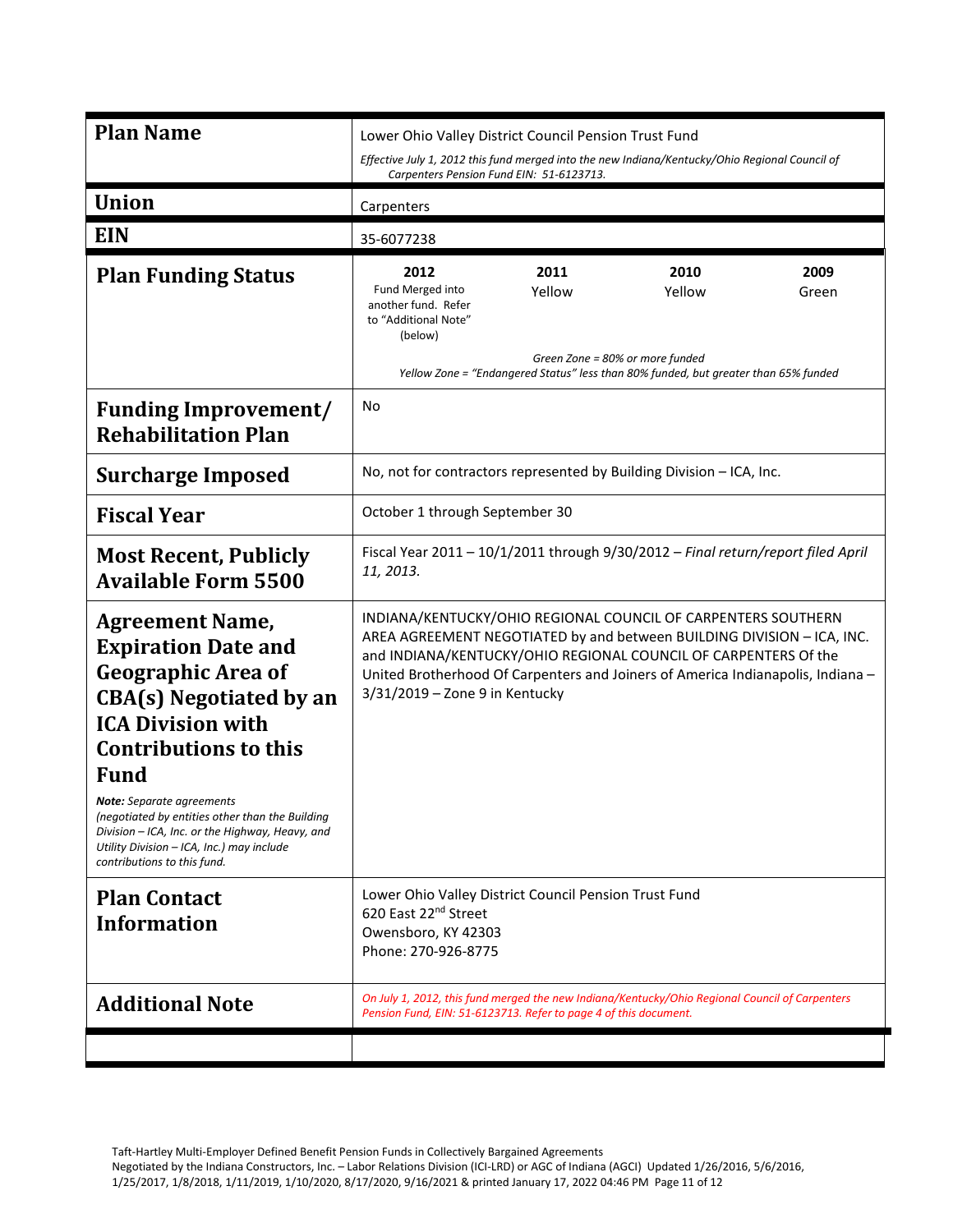| **Plan Name** | Lower Ohio Valley District Council Pension Trust Fund<br>*Effective July 1, 2012 this fund merged into the new Indiana/Kentucky/Ohio Regional Council of Carpenters Pension Fund EIN: 51-6123713.* |
|---|---|
| **Union** | Carpenters |
| **EIN** | 35-6077238 |
| **Plan Funding Status** | **2012** Fund Merged into another fund. Refer to "Additional Note" (below) — **2011** Yellow — **2010** Yellow — **2009** Green<br>*Green Zone = 80% or more funded*<br>*Yellow Zone = "Endangered Status" less than 80% funded, but greater than 65% funded* |
| **Funding Improvement/ Rehabilitation Plan** | No |
| **Surcharge Imposed** | No, not for contractors represented by Building Division – ICA, Inc. |
| **Fiscal Year** | October 1 through September 30 |
| **Most Recent, Publicly Available Form 5500** | Fiscal Year 2011 – 10/1/2011 through 9/30/2012 – *Final return/report filed April 11, 2013.* |
| **Agreement Name, Expiration Date and Geographic Area of CBA(s) Negotiated by an ICA Division with Contributions to this Fund**<br>***Note:*** *Separate agreements (negotiated by entities other than the Building Division – ICA, Inc. or the Highway, Heavy, and Utility Division – ICA, Inc.) may include contributions to this fund.* | INDIANA/KENTUCKY/OHIO REGIONAL COUNCIL OF CARPENTERS SOUTHERN AREA AGREEMENT NEGOTIATED by and between BUILDING DIVISION – ICA, INC. and INDIANA/KENTUCKY/OHIO REGIONAL COUNCIL OF CARPENTERS Of the United Brotherhood Of Carpenters and Joiners of America Indianapolis, Indiana – 3/31/2019 – Zone 9 in Kentucky |
| **Plan Contact Information** | Lower Ohio Valley District Council Pension Trust Fund<br>620 East 22nd Street<br>Owensboro, KY 42303<br>Phone: 270-926-8775 |
| **Additional Note** | *On July 1, 2012, this fund merged the new Indiana/Kentucky/Ohio Regional Council of Carpenters Pension Fund, EIN: 51-6123713. Refer to page 4 of this document.* |
| | |

Taft-Hartley Multi-Employer Defined Benefit Pension Funds in Collectively Bargained Agreements
Negotiated by the Indiana Constructors, Inc. – Labor Relations Division (ICI-LRD) or AGC of Indiana (AGCI) Updated 1/26/2016, 5/6/2016, 1/25/2017, 1/8/2018, 1/11/2019, 1/10/2020, 8/17/2020, 9/16/2021 & printed January 17, 2022 04:46 PM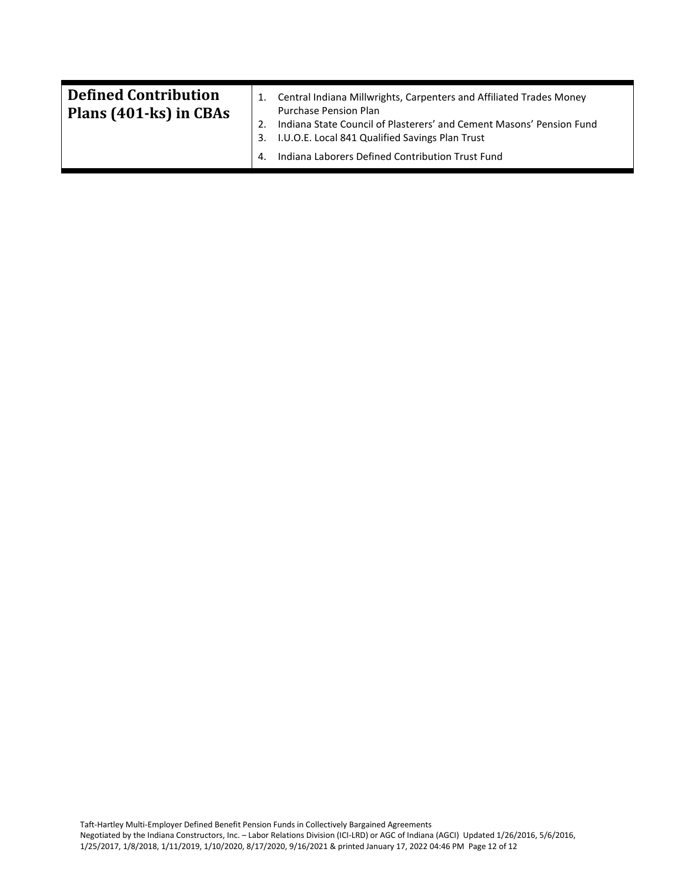| | |
|---|---|
| **Defined Contribution Plans (401-ks) in CBAs** | 1. Central Indiana Millwrights, Carpenters and Affiliated Trades Money Purchase Pension Plan<br>2. Indiana State Council of Plasterers' and Cement Masons' Pension Fund<br>3. I.U.O.E. Local 841 Qualified Savings Plan Trust<br>4. Indiana Laborers Defined Contribution Trust Fund |